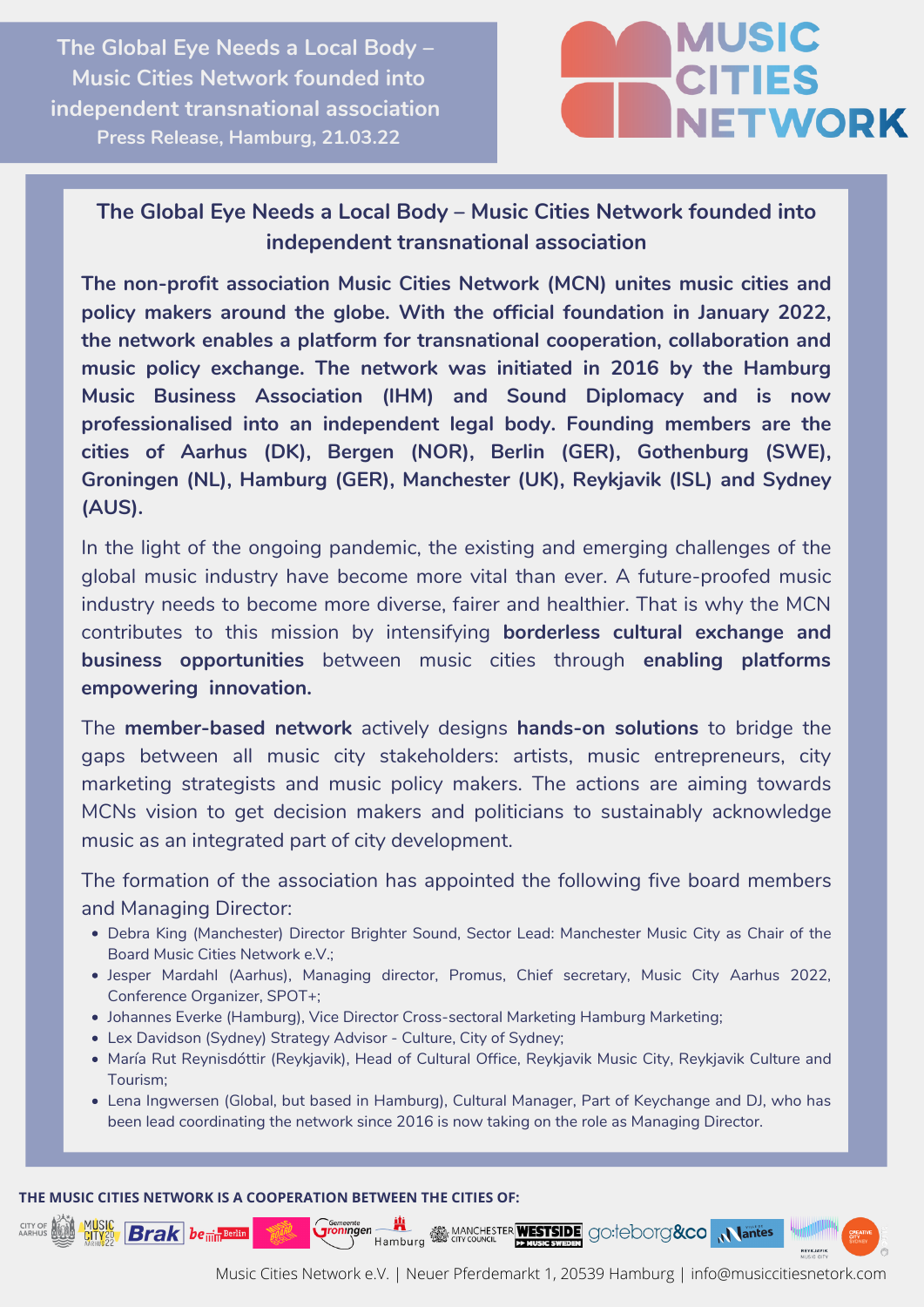The Global Eye Needs a Local Body – Music Cities Network founded into independent transnational association

Press Release, Hamburg, 21.03.22

MUSIC CITIES NETWORK

## The Global Eye Needs a Local Body – Music Cities Network founded into independent transnational association

**The non-profit association Music Cities Network (MCN) unites music cities and policy makers around the globe. With the official foundation in January 2022, the network enables a platform for transnational cooperation, collaboration and music policy exchange. The network was initiated in 2016 by the Hamburg Music Business Association (IHM) and Sound Diplomacy and is now professionalised into an independent legal body. Founding members are the cities of Aarhus (DK), Bergen (NOR), Berlin (GER), Gothenburg (SWE), Groningen (NL), Hamburg (GER), Manchester (UK), Reykjavik (ISL) and Sydney (AUS).**

In the light of the ongoing pandemic, the existing and emerging challenges of the global music industry have become more vital than ever. A future-proofed music industry needs to become more diverse, fairer and healthier. That is why the MCN contributes to this mission by intensifying **borderless cultural exchange and business opportunities** between music cities through **enabling platforms empowering innovation.**

The **member-based network** actively designs **hands-on solutions** to bridge the gaps between all music city stakeholders: artists, music entrepreneurs, city marketing strategists and music policy makers. The actions are aiming towards MCNs vision to get decision makers and politicians to sustainably acknowledge music as an integrated part of city development.

The formation of the association has appointed the following five board members and Managing Director:

- Debra King (Manchester) Director Brighter Sound, Sector Lead: Manchester Music City as Chair of the Board Music Cities Network e.V.;
- Jesper Mardahl (Aarhus), Managing director, Promus, Chief secretary, Music City Aarhus 2022, Conference Organizer, SPOT+;
- Johannes Everke (Hamburg), Vice Director Cross-sectoral Marketing Hamburg Marketing;
- Lex Davidson (Sydney) Strategy Advisor - Culture, City of Sydney;
- María Rut Reynisdóttir (Reykjavik), Head of Cultural Office, Reykjavik Music City, Reykjavik Culture and Tourism;
- Lena Ingwersen (Global, but based in Hamburg), Cultural Manager, Part of Keychange and DJ, who has been lead coordinating the network since 2016 is now taking on the role as Managing Director.

**THE MUSIC CITIES NETWORK IS A COOPERATION BETWEEN THE CITIES OF:**

Music Cities Network e.V. | Neuer Pferdemarkt 1, 20539 Hamburg | info@musiccitiesnetork.com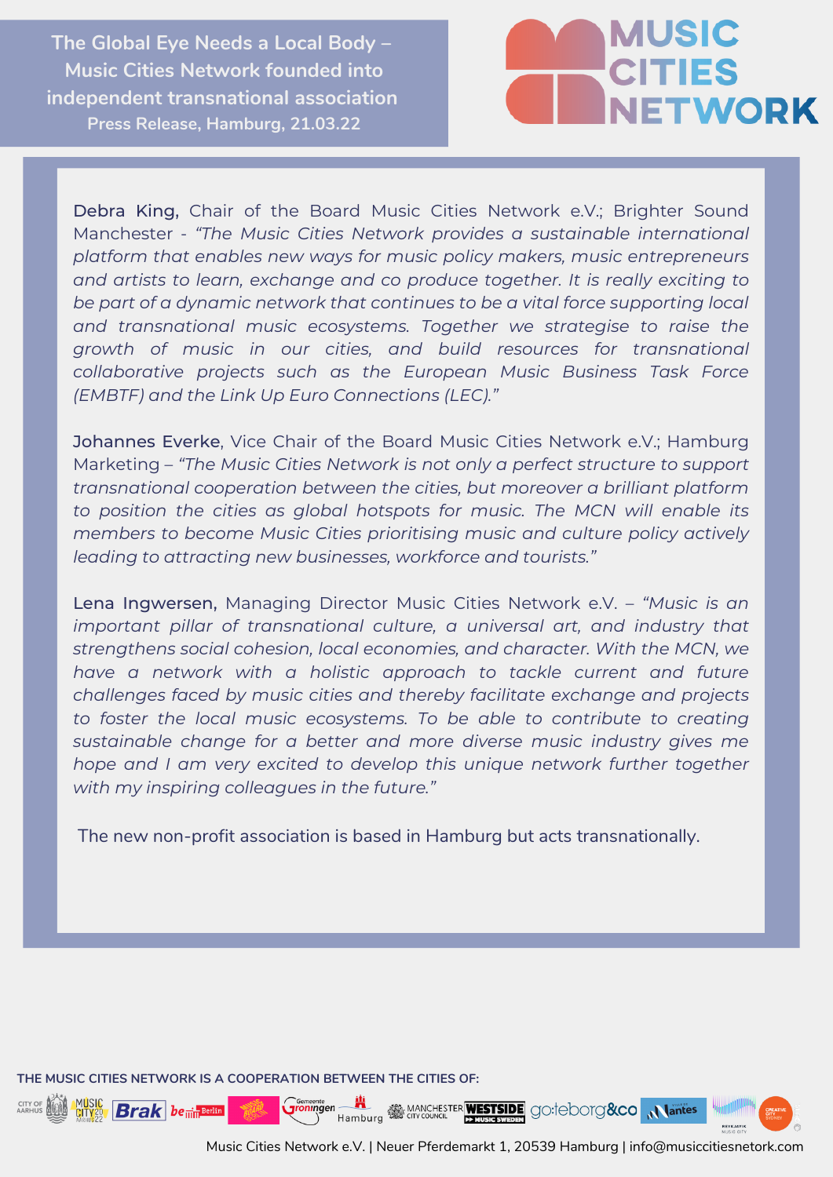**Debra King,** Chair of the Board Music Cities Network e.V.; Brighter Sound Manchester - *"The Music Cities Network provides a sustainable international platform that enables new ways for music policy makers, music entrepreneurs and artists to learn, exchange and co produce together. It is really exciting to be part of a dynamic network that continues to be a vital force supporting local and transnational music ecosystems. Together we strategise to raise the growth of music in our cities, and build resources for transnational collaborative projects such as the European Music Business Task Force (EMBTF) and the Link Up Euro Connections (LEC)."*

**Johannes Everke**, Vice Chair of the Board Music Cities Network e.V.; Hamburg Marketing – *"The Music Cities Network is not only a perfect structure to support transnational cooperation between the cities, but moreover a brilliant platform to position the cities as global hotspots for music. The MCN will enable its members to become Music Cities prioritising music and culture policy actively leading to attracting new businesses, workforce and tourists."*

**Lena Ingwersen,** Managing Director Music Cities Network e.V. – *"Music is an important pillar of transnational culture, a universal art, and industry that strengthens social cohesion, local economies, and character. With the MCN, we have a network with a holistic approach to tackle current and future challenges faced by music cities and thereby facilitate exchange and projects to foster the local music ecosystems. To be able to contribute to creating sustainable change for a better and more diverse music industry gives me hope and I am very excited to develop this unique network further together with my inspiring colleagues in the future."*

The new non-profit association is based in Hamburg but acts transnationally.

**THE MUSIC CITIES NETWORK IS A COOPERATION BETWEEN THE CITIES OF:**

Music Cities Network e.V. | Neuer Pferdemarkt 1, 20539 Hamburg | info@musiccitiesnetork.com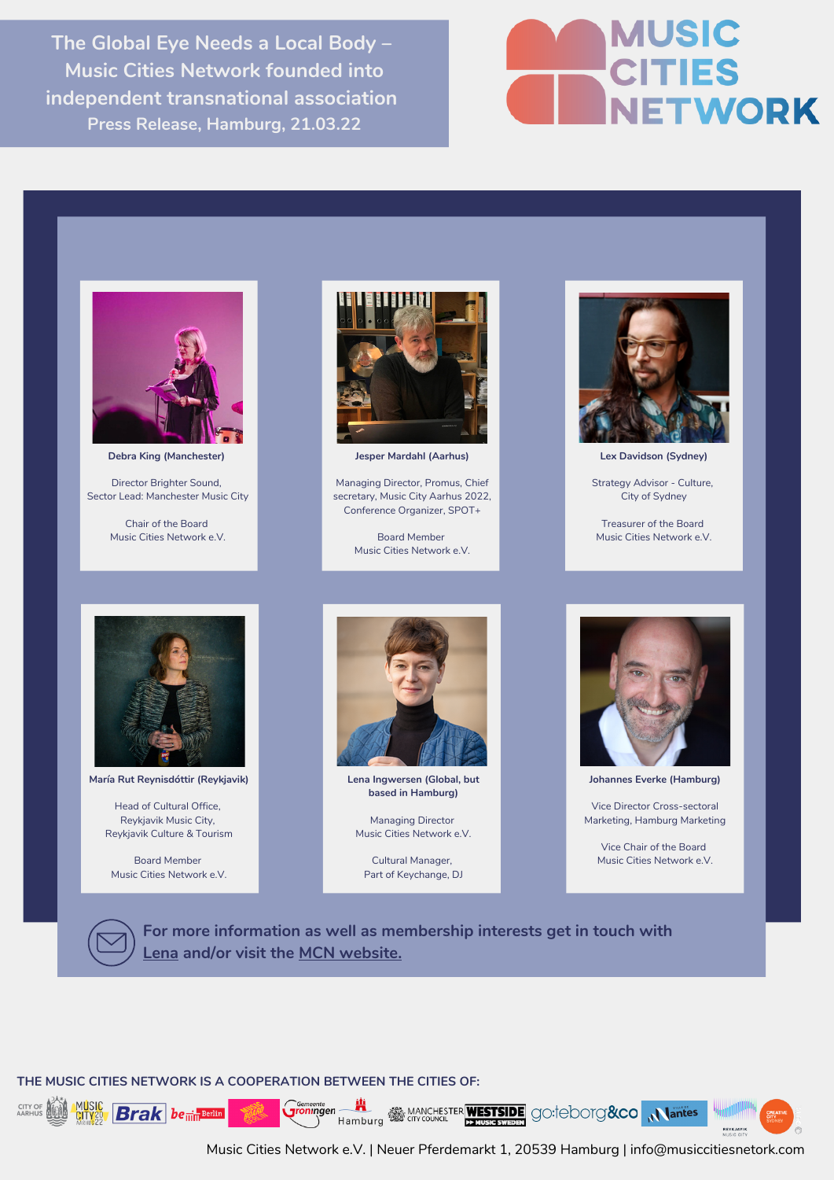# The Global Eye Needs a Local Body – Music Cities Network founded into independent transnational association

Press Release, Hamburg, 21.03.22

**Debra King (Manchester)**

Director Brighter Sound,
Sector Lead: Manchester Music City

Chair of the Board
Music Cities Network e.V.

**Jesper Mardahl (Aarhus)**

Managing Director, Promus, Chief secretary, Music City Aarhus 2022, Conference Organizer, SPOT+

Board Member
Music Cities Network e.V.

**Lex Davidson (Sydney)**

Strategy Advisor - Culture,
City of Sydney

Treasurer of the Board
Music Cities Network e.V.

**María Rut Reynisdóttir (Reykjavik)**

Head of Cultural Office,
Reykjavik Music City,
Reykjavik Culture & Tourism

Board Member
Music Cities Network e.V.

**Lena Ingwersen (Global, but based in Hamburg)**

Managing Director
Music Cities Network e.V.

Cultural Manager,
Part of Keychange, DJ

**Johannes Everke (Hamburg)**

Vice Director Cross-sectoral Marketing, Hamburg Marketing

Vice Chair of the Board
Music Cities Network e.V.

**For more information as well as membership interests get in touch with Lena and/or visit the MCN website.**

**THE MUSIC CITIES NETWORK IS A COOPERATION BETWEEN THE CITIES OF:**

Music Cities Network e.V. | Neuer Pferdemarkt 1, 20539 Hamburg | info@musiccitiesnetork.com